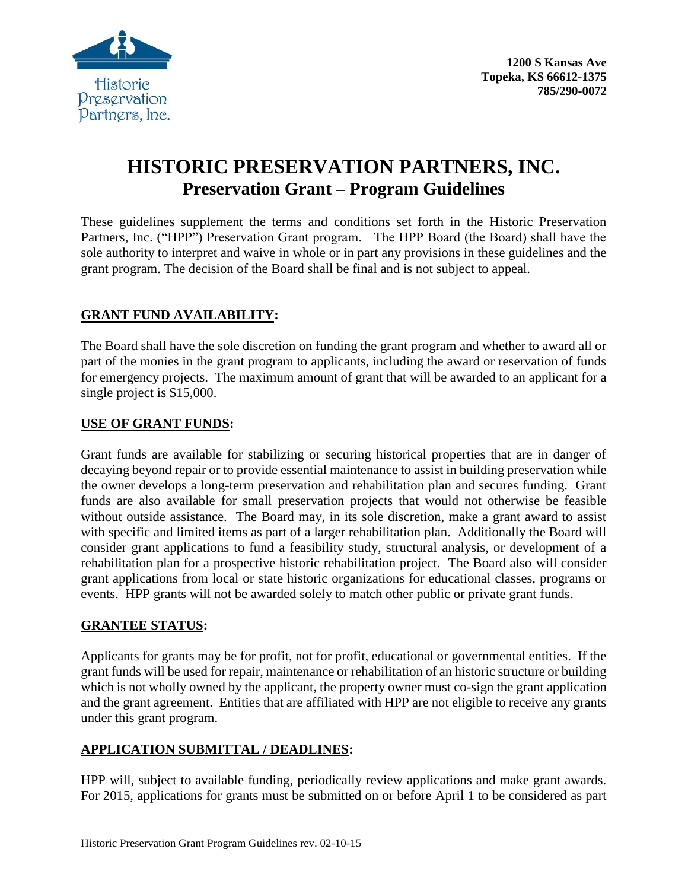Historic Preservation Partners, Inc.

**1200 S Kansas Ave**
**Topeka, KS 66612-1375**
**785/290-0072**

# HISTORIC PRESERVATION PARTNERS, INC.

## Preservation Grant – Program Guidelines

These guidelines supplement the terms and conditions set forth in the Historic Preservation Partners, Inc. ("HPP") Preservation Grant program. The HPP Board (the Board) shall have the sole authority to interpret and waive in whole or in part any provisions in these guidelines and the grant program. The decision of the Board shall be final and is not subject to appeal.

### GRANT FUND AVAILABILITY:

The Board shall have the sole discretion on funding the grant program and whether to award all or part of the monies in the grant program to applicants, including the award or reservation of funds for emergency projects. The maximum amount of grant that will be awarded to an applicant for a single project is $15,000.

### USE OF GRANT FUNDS:

Grant funds are available for stabilizing or securing historical properties that are in danger of decaying beyond repair or to provide essential maintenance to assist in building preservation while the owner develops a long-term preservation and rehabilitation plan and secures funding. Grant funds are also available for small preservation projects that would not otherwise be feasible without outside assistance. The Board may, in its sole discretion, make a grant award to assist with specific and limited items as part of a larger rehabilitation plan. Additionally the Board will consider grant applications to fund a feasibility study, structural analysis, or development of a rehabilitation plan for a prospective historic rehabilitation project. The Board also will consider grant applications from local or state historic organizations for educational classes, programs or events. HPP grants will not be awarded solely to match other public or private grant funds.

### GRANTEE STATUS:

Applicants for grants may be for profit, not for profit, educational or governmental entities. If the grant funds will be used for repair, maintenance or rehabilitation of an historic structure or building which is not wholly owned by the applicant, the property owner must co-sign the grant application and the grant agreement. Entities that are affiliated with HPP are not eligible to receive any grants under this grant program.

### APPLICATION SUBMITTAL / DEADLINES:

HPP will, subject to available funding, periodically review applications and make grant awards. For 2015, applications for grants must be submitted on or before April 1 to be considered as part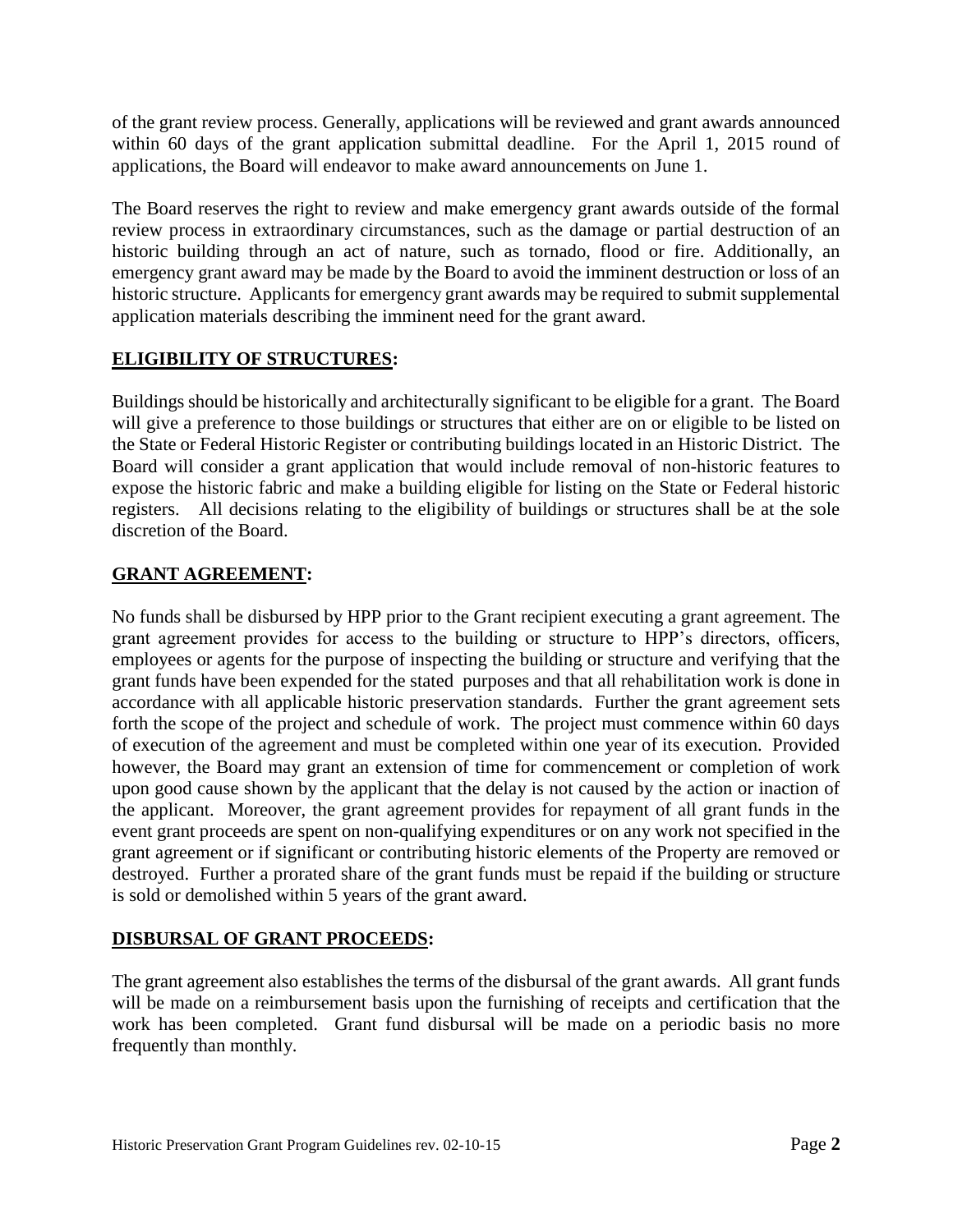of the grant review process. Generally, applications will be reviewed and grant awards announced within 60 days of the grant application submittal deadline. For the April 1, 2015 round of applications, the Board will endeavor to make award announcements on June 1.

The Board reserves the right to review and make emergency grant awards outside of the formal review process in extraordinary circumstances, such as the damage or partial destruction of an historic building through an act of nature, such as tornado, flood or fire. Additionally, an emergency grant award may be made by the Board to avoid the imminent destruction or loss of an historic structure. Applicants for emergency grant awards may be required to submit supplemental application materials describing the imminent need for the grant award.

## ELIGIBILITY OF STRUCTURES:

Buildings should be historically and architecturally significant to be eligible for a grant. The Board will give a preference to those buildings or structures that either are on or eligible to be listed on the State or Federal Historic Register or contributing buildings located in an Historic District. The Board will consider a grant application that would include removal of non-historic features to expose the historic fabric and make a building eligible for listing on the State or Federal historic registers. All decisions relating to the eligibility of buildings or structures shall be at the sole discretion of the Board.

## GRANT AGREEMENT:

No funds shall be disbursed by HPP prior to the Grant recipient executing a grant agreement. The grant agreement provides for access to the building or structure to HPP's directors, officers, employees or agents for the purpose of inspecting the building or structure and verifying that the grant funds have been expended for the stated purposes and that all rehabilitation work is done in accordance with all applicable historic preservation standards. Further the grant agreement sets forth the scope of the project and schedule of work. The project must commence within 60 days of execution of the agreement and must be completed within one year of its execution. Provided however, the Board may grant an extension of time for commencement or completion of work upon good cause shown by the applicant that the delay is not caused by the action or inaction of the applicant. Moreover, the grant agreement provides for repayment of all grant funds in the event grant proceeds are spent on non-qualifying expenditures or on any work not specified in the grant agreement or if significant or contributing historic elements of the Property are removed or destroyed. Further a prorated share of the grant funds must be repaid if the building or structure is sold or demolished within 5 years of the grant award.

## DISBURSAL OF GRANT PROCEEDS:

The grant agreement also establishes the terms of the disbursal of the grant awards. All grant funds will be made on a reimbursement basis upon the furnishing of receipts and certification that the work has been completed. Grant fund disbursal will be made on a periodic basis no more frequently than monthly.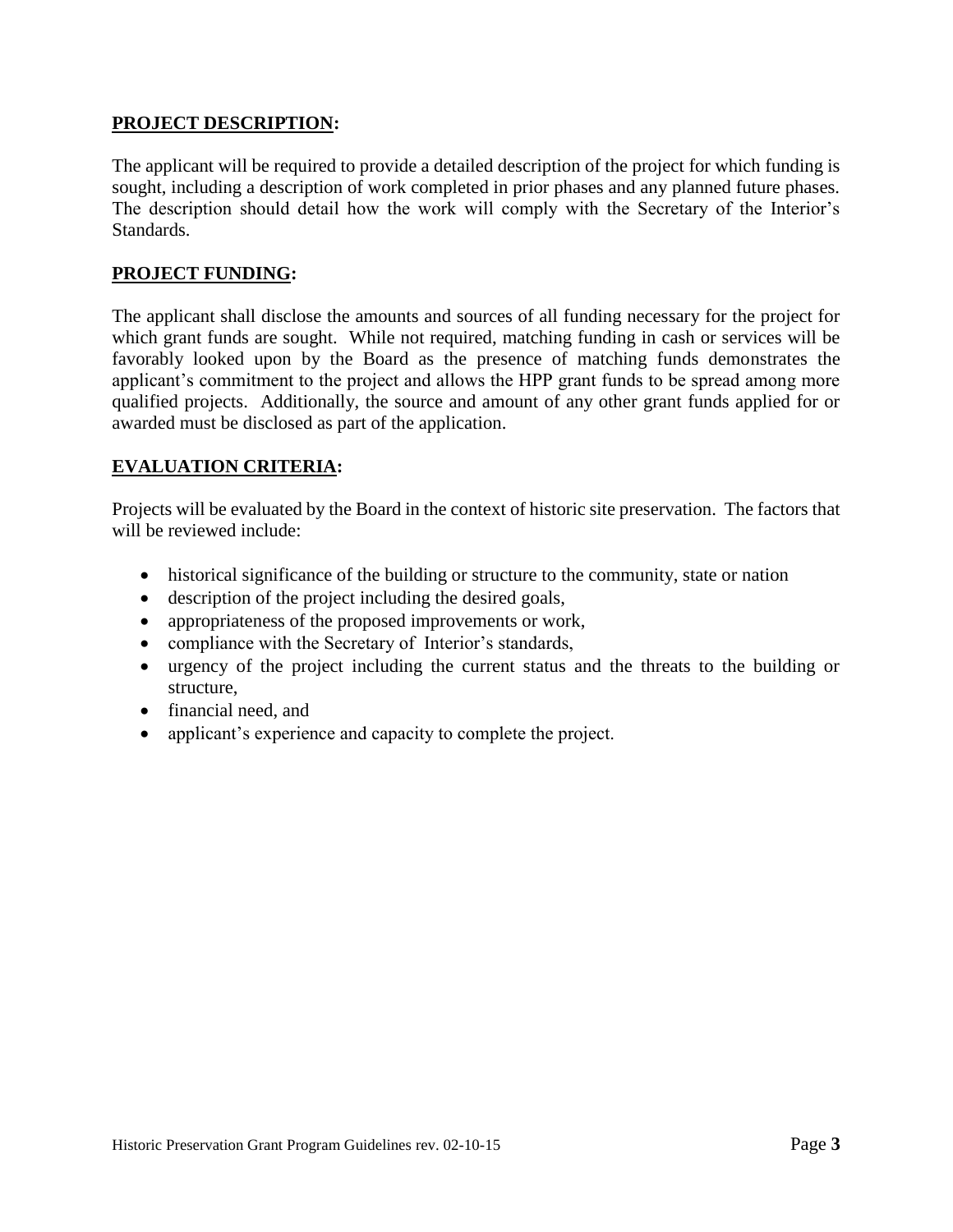**<u>PROJECT DESCRIPTION</u>:**

The applicant will be required to provide a detailed description of the project for which funding is sought, including a description of work completed in prior phases and any planned future phases. The description should detail how the work will comply with the Secretary of the Interior's Standards.

**<u>PROJECT FUNDING</u>:**

The applicant shall disclose the amounts and sources of all funding necessary for the project for which grant funds are sought. While not required, matching funding in cash or services will be favorably looked upon by the Board as the presence of matching funds demonstrates the applicant's commitment to the project and allows the HPP grant funds to be spread among more qualified projects. Additionally, the source and amount of any other grant funds applied for or awarded must be disclosed as part of the application.

**<u>EVALUATION CRITERIA</u>:**

Projects will be evaluated by the Board in the context of historic site preservation. The factors that will be reviewed include:

- historical significance of the building or structure to the community, state or nation
- description of the project including the desired goals,
- appropriateness of the proposed improvements or work,
- compliance with the Secretary of Interior's standards,
- urgency of the project including the current status and the threats to the building or structure,
- financial need, and
- applicant's experience and capacity to complete the project.